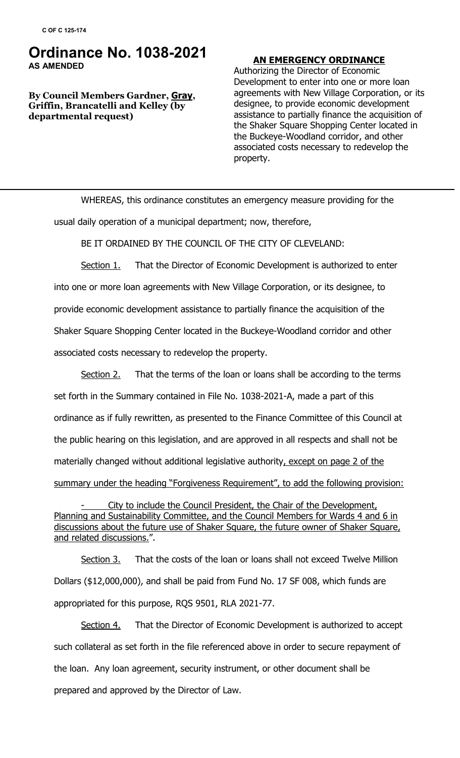C OF C 125-174

# Ordinance No. 1038-2021

**AS AMENDED**

**By Council Members Gardner, Gray, Griffin, Brancatelli and Kelley (by departmental request)**

**AN EMERGENCY ORDINANCE**

Authorizing the Director of Economic Development to enter into one or more loan agreements with New Village Corporation, or its designee, to provide economic development assistance to partially finance the acquisition of the Shaker Square Shopping Center located in the Buckeye-Woodland corridor, and other associated costs necessary to redevelop the property.

---

WHEREAS, this ordinance constitutes an emergency measure providing for the usual daily operation of a municipal department; now, therefore,

BE IT ORDAINED BY THE COUNCIL OF THE CITY OF CLEVELAND:

Section 1. That the Director of Economic Development is authorized to enter into one or more loan agreements with New Village Corporation, or its designee, to provide economic development assistance to partially finance the acquisition of the Shaker Square Shopping Center located in the Buckeye-Woodland corridor and other associated costs necessary to redevelop the property.

Section 2. That the terms of the loan or loans shall be according to the terms set forth in the Summary contained in File No. 1038-2021-A, made a part of this ordinance as if fully rewritten, as presented to the Finance Committee of this Council at the public hearing on this legislation, and are approved in all respects and shall not be materially changed without additional legislative authority, except on page 2 of the summary under the heading "Forgiveness Requirement", to add the following provision:

- City to include the Council President, the Chair of the Development, Planning and Sustainability Committee, and the Council Members for Wards 4 and 6 in discussions about the future use of Shaker Square, the future owner of Shaker Square, and related discussions.".

Section 3. That the costs of the loan or loans shall not exceed Twelve Million Dollars ($12,000,000), and shall be paid from Fund No. 17 SF 008, which funds are appropriated for this purpose, RQS 9501, RLA 2021-77.

Section 4. That the Director of Economic Development is authorized to accept such collateral as set forth in the file referenced above in order to secure repayment of the loan. Any loan agreement, security instrument, or other document shall be prepared and approved by the Director of Law.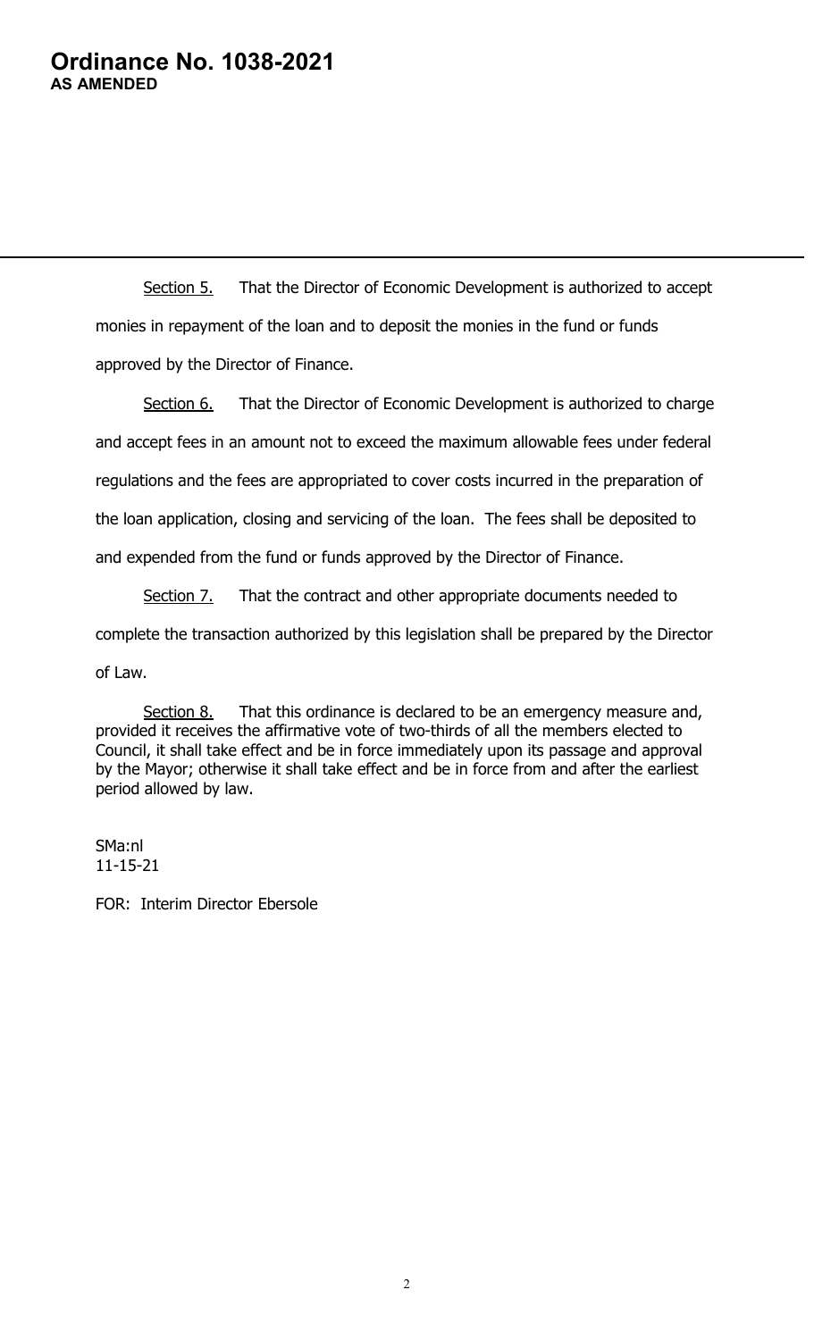**Ordinance No. 1038-2021**
**AS AMENDED**

Section 5. That the Director of Economic Development is authorized to accept monies in repayment of the loan and to deposit the monies in the fund or funds approved by the Director of Finance.

Section 6. That the Director of Economic Development is authorized to charge and accept fees in an amount not to exceed the maximum allowable fees under federal regulations and the fees are appropriated to cover costs incurred in the preparation of the loan application, closing and servicing of the loan. The fees shall be deposited to and expended from the fund or funds approved by the Director of Finance.

Section 7. That the contract and other appropriate documents needed to complete the transaction authorized by this legislation shall be prepared by the Director of Law.

Section 8. That this ordinance is declared to be an emergency measure and, provided it receives the affirmative vote of two-thirds of all the members elected to Council, it shall take effect and be in force immediately upon its passage and approval by the Mayor; otherwise it shall take effect and be in force from and after the earliest period allowed by law.

SMa:nl
11-15-21

FOR: Interim Director Ebersole